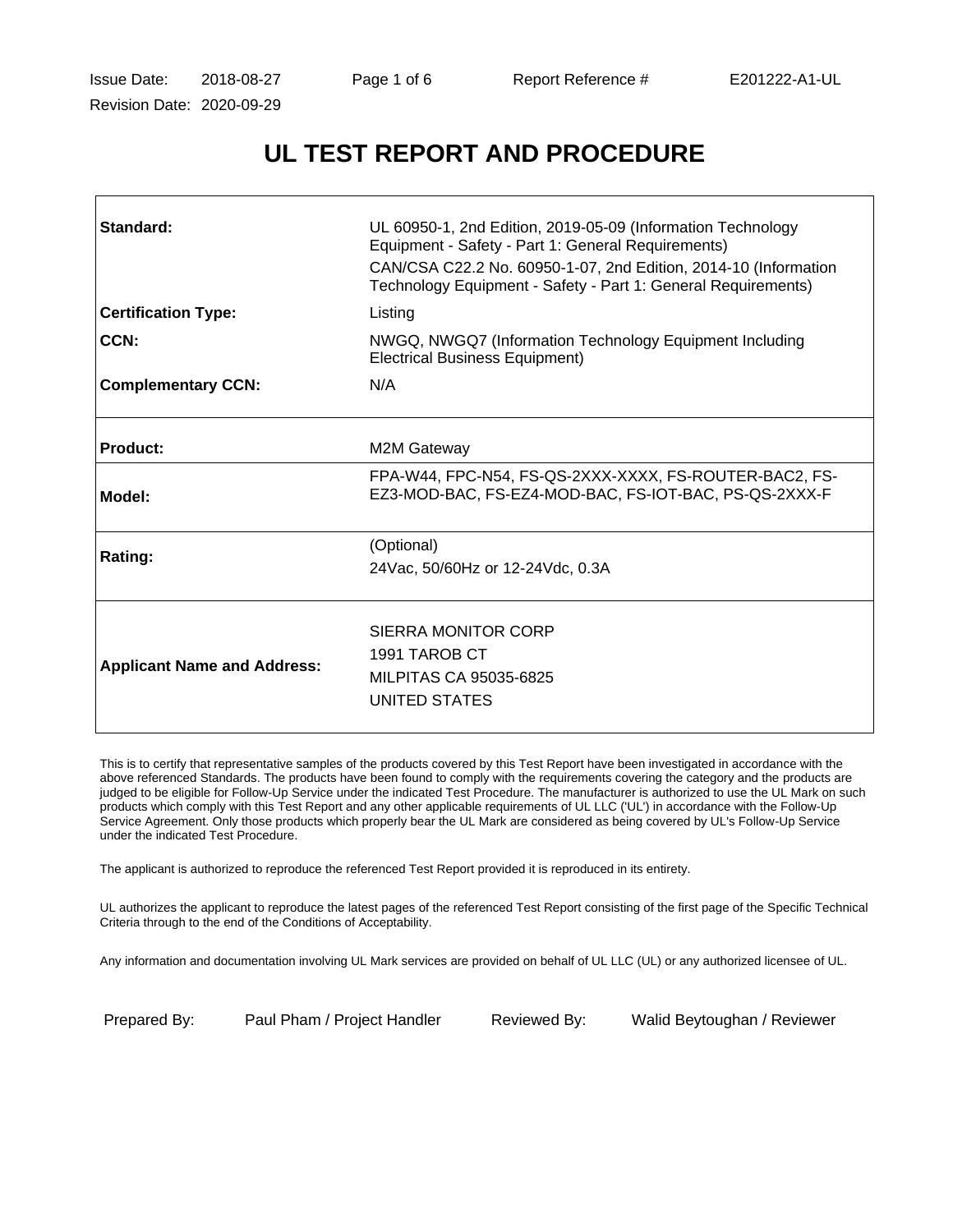Issue Date: 2018-08-27 Report Reference # E201222-A1-UL
Revision Date: 2020-09-29

# UL TEST REPORT AND PROCEDURE

| | |
|---|---|
| **Standard:** | UL 60950-1, 2nd Edition, 2019-05-09 (Information Technology Equipment - Safety - Part 1: General Requirements)<br>CAN/CSA C22.2 No. 60950-1-07, 2nd Edition, 2014-10 (Information Technology Equipment - Safety - Part 1: General Requirements) |
| **Certification Type:** | Listing |
| **CCN:** | NWGQ, NWGQ7 (Information Technology Equipment Including Electrical Business Equipment) |
| **Complementary CCN:** | N/A |
| **Product:** | M2M Gateway |
| **Model:** | FPA-W44, FPC-N54, FS-QS-2XXX-XXXX, FS-ROUTER-BAC2, FS-EZ3-MOD-BAC, FS-EZ4-MOD-BAC, FS-IOT-BAC, PS-QS-2XXX-F |
| **Rating:** | (Optional)<br>24Vac, 50/60Hz or 12-24Vdc, 0.3A |
| **Applicant Name and Address:** | SIERRA MONITOR CORP<br>1991 TAROB CT<br>MILPITAS CA 95035-6825<br>UNITED STATES |

This is to certify that representative samples of the products covered by this Test Report have been investigated in accordance with the above referenced Standards. The products have been found to comply with the requirements covering the category and the products are judged to be eligible for Follow-Up Service under the indicated Test Procedure. The manufacturer is authorized to use the UL Mark on such products which comply with this Test Report and any other applicable requirements of UL LLC ('UL') in accordance with the Follow-Up Service Agreement. Only those products which properly bear the UL Mark are considered as being covered by UL's Follow-Up Service under the indicated Test Procedure.

The applicant is authorized to reproduce the referenced Test Report provided it is reproduced in its entirety.

UL authorizes the applicant to reproduce the latest pages of the referenced Test Report consisting of the first page of the Specific Technical Criteria through to the end of the Conditions of Acceptability.

Any information and documentation involving UL Mark services are provided on behalf of UL LLC (UL) or any authorized licensee of UL.

Prepared By: Paul Pham / Project Handler Reviewed By: Walid Beytoughan / Reviewer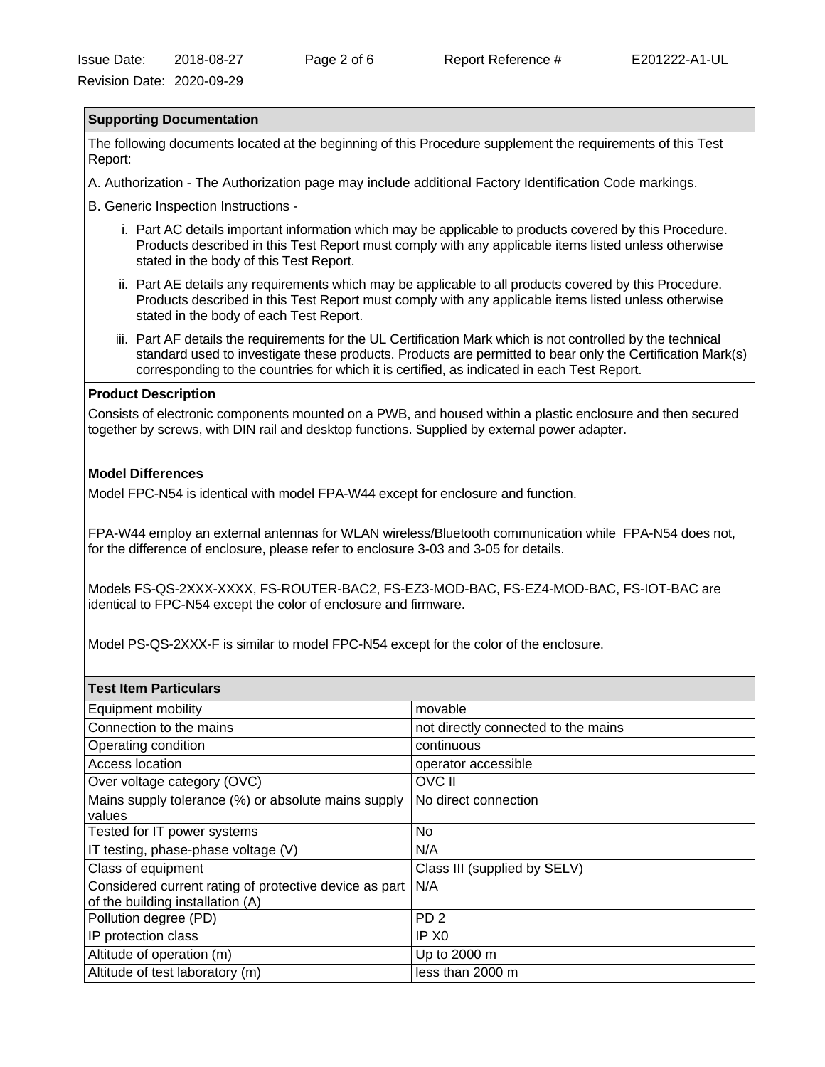**Supporting Documentation**

The following documents located at the beginning of this Procedure supplement the requirements of this Test Report:

A. Authorization - The Authorization page may include additional Factory Identification Code markings.

B. Generic Inspection Instructions -

i. Part AC details important information which may be applicable to products covered by this Procedure. Products described in this Test Report must comply with any applicable items listed unless otherwise stated in the body of this Test Report.

ii. Part AE details any requirements which may be applicable to all products covered by this Procedure. Products described in this Test Report must comply with any applicable items listed unless otherwise stated in the body of each Test Report.

iii. Part AF details the requirements for the UL Certification Mark which is not controlled by the technical standard used to investigate these products. Products are permitted to bear only the Certification Mark(s) corresponding to the countries for which it is certified, as indicated in each Test Report.

**Product Description**

Consists of electronic components mounted on a PWB, and housed within a plastic enclosure and then secured together by screws, with DIN rail and desktop functions. Supplied by external power adapter.

**Model Differences**

Model FPC-N54 is identical with model FPA-W44 except for enclosure and function.

FPA-W44 employ an external antennas for WLAN wireless/Bluetooth communication while FPA-N54 does not, for the difference of enclosure, please refer to enclosure 3-03 and 3-05 for details.

Models FS-QS-2XXX-XXXX, FS-ROUTER-BAC2, FS-EZ3-MOD-BAC, FS-EZ4-MOD-BAC, FS-IOT-BAC are identical to FPC-N54 except the color of enclosure and firmware.

Model PS-QS-2XXX-F is similar to model FPC-N54 except for the color of the enclosure.

**Test Item Particulars**

| | |
|---|---|
| Equipment mobility | movable |
| Connection to the mains | not directly connected to the mains |
| Operating condition | continuous |
| Access location | operator accessible |
| Over voltage category (OVC) | OVC II |
| Mains supply tolerance (%) or absolute mains supply values | No direct connection |
| Tested for IT power systems | No |
| IT testing, phase-phase voltage (V) | N/A |
| Class of equipment | Class III (supplied by SELV) |
| Considered current rating of protective device as part of the building installation (A) | N/A |
| Pollution degree (PD) | PD 2 |
| IP protection class | IP X0 |
| Altitude of operation (m) | Up to 2000 m |
| Altitude of test laboratory (m) | less than 2000 m |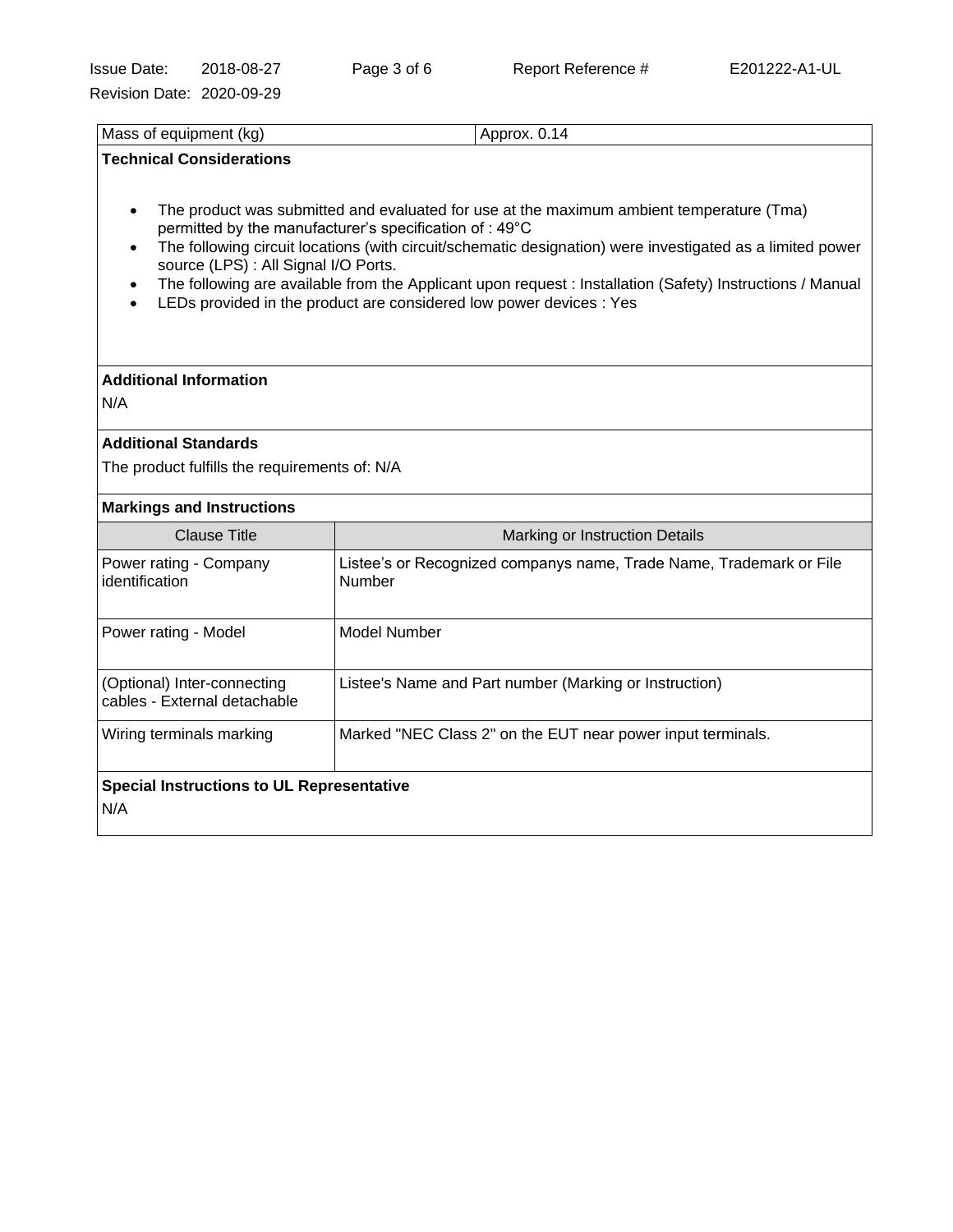| Mass of equipment (kg) | Approx. 0.14 |
| --- | --- |

**Technical Considerations**

- The product was submitted and evaluated for use at the maximum ambient temperature (Tma) permitted by the manufacturer's specification of : 49°C
- The following circuit locations (with circuit/schematic designation) were investigated as a limited power source (LPS) : All Signal I/O Ports.
- The following are available from the Applicant upon request : Installation (Safety) Instructions / Manual
- LEDs provided in the product are considered low power devices : Yes

**Additional Information**

N/A

**Additional Standards**

The product fulfills the requirements of: N/A

**Markings and Instructions**

| Clause Title | Marking or Instruction Details |
| --- | --- |
| Power rating - Company identification | Listee's or Recognized companys name, Trade Name, Trademark or File Number |
| Power rating - Model | Model Number |
| (Optional) Inter-connecting cables - External detachable | Listee's Name and Part number (Marking or Instruction) |
| Wiring terminals marking | Marked "NEC Class 2" on the EUT near power input terminals. |

**Special Instructions to UL Representative**

N/A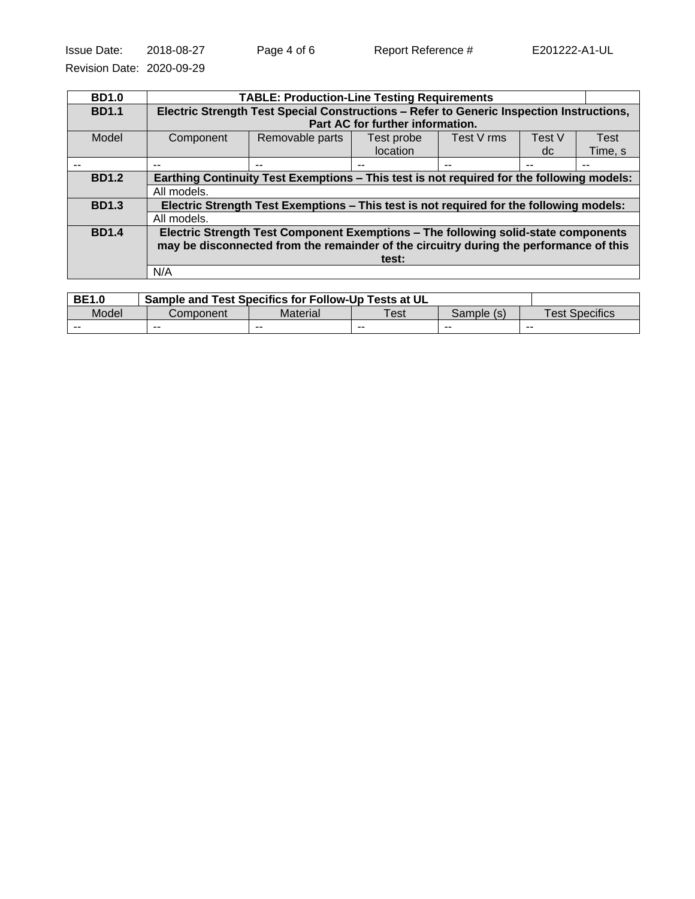| BD1.0 | TABLE: Production-Line Testing Requirements | | | | | |
|---|---|---|---|---|---|---|
| **BD1.1** | **Electric Strength Test Special Constructions – Refer to Generic Inspection Instructions, Part AC for further information.** | | | | | |
| Model | Component | Removable parts | Test probe location | Test V rms | Test V dc | Test Time, s |
| -- | -- | -- | -- | -- | -- | -- |
| **BD1.2** | **Earthing Continuity Test Exemptions – This test is not required for the following models:** | | | | | |
| | All models. | | | | | |
| **BD1.3** | **Electric Strength Test Exemptions – This test is not required for the following models:** | | | | | |
| | All models. | | | | | |
| **BD1.4** | **Electric Strength Test Component Exemptions – The following solid-state components may be disconnected from the remainder of the circuitry during the performance of this test:** | | | | | |
| | N/A | | | | | |

| BE1.0 | Sample and Test Specifics for Follow-Up Tests at UL | | | | |
|---|---|---|---|---|---|
| Model | Component | Material | Test | Sample (s) | Test Specifics |
| -- | -- | -- | -- | -- | -- |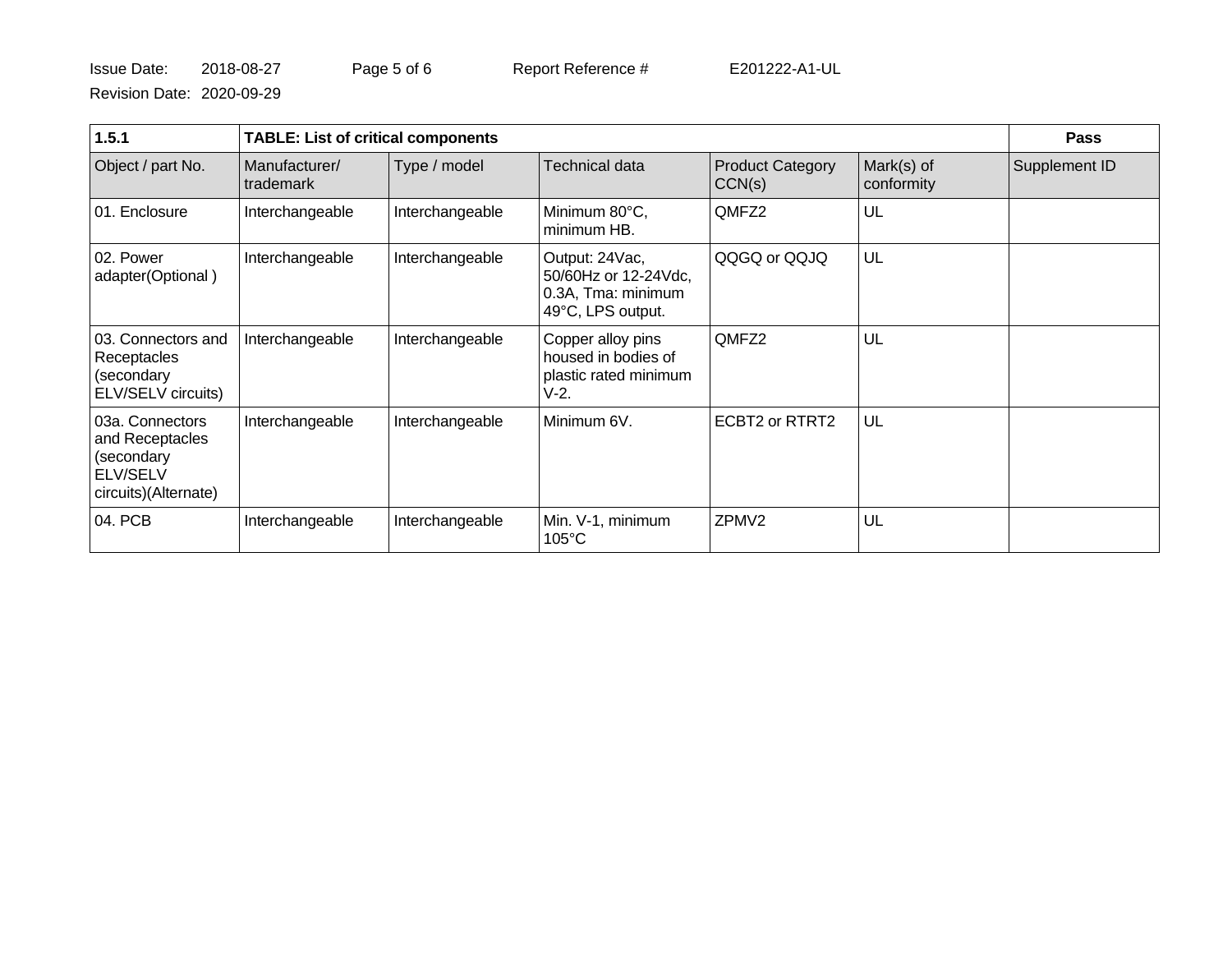| 1.5.1 | TABLE: List of critical components | | | | | Pass |
|---|---|---|---|---|---|---|
| Object / part No. | Manufacturer/ trademark | Type / model | Technical data | Product Category CCN(s) | Mark(s) of conformity | Supplement ID |
| 01. Enclosure | Interchangeable | Interchangeable | Minimum 80°C, minimum HB. | QMFZ2 | UL | |
| 02. Power adapter(Optional ) | Interchangeable | Interchangeable | Output: 24Vac, 50/60Hz or 12-24Vdc, 0.3A, Tma: minimum 49°C, LPS output. | QQGQ or QQJQ | UL | |
| 03. Connectors and Receptacles (secondary ELV/SELV circuits) | Interchangeable | Interchangeable | Copper alloy pins housed in bodies of plastic rated minimum V-2. | QMFZ2 | UL | |
| 03a. Connectors and Receptacles (secondary ELV/SELV circuits)(Alternate) | Interchangeable | Interchangeable | Minimum 6V. | ECBT2 or RTRT2 | UL | |
| 04. PCB | Interchangeable | Interchangeable | Min. V-1, minimum 105°C | ZPMV2 | UL | |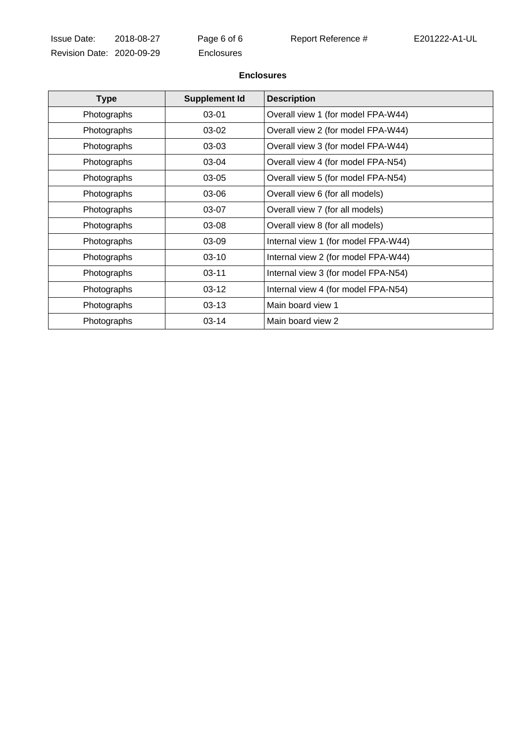## Enclosures

| Type | Supplement Id | Description |
|---|---|---|
| Photographs | 03-01 | Overall view 1 (for model FPA-W44) |
| Photographs | 03-02 | Overall view 2 (for model FPA-W44) |
| Photographs | 03-03 | Overall view 3 (for model FPA-W44) |
| Photographs | 03-04 | Overall view 4 (for model FPA-N54) |
| Photographs | 03-05 | Overall view 5 (for model FPA-N54) |
| Photographs | 03-06 | Overall view 6 (for all models) |
| Photographs | 03-07 | Overall view 7 (for all models) |
| Photographs | 03-08 | Overall view 8 (for all models) |
| Photographs | 03-09 | Internal view 1 (for model FPA-W44) |
| Photographs | 03-10 | Internal view 2 (for model FPA-W44) |
| Photographs | 03-11 | Internal view 3 (for model FPA-N54) |
| Photographs | 03-12 | Internal view 4 (for model FPA-N54) |
| Photographs | 03-13 | Main board view 1 |
| Photographs | 03-14 | Main board view 2 |